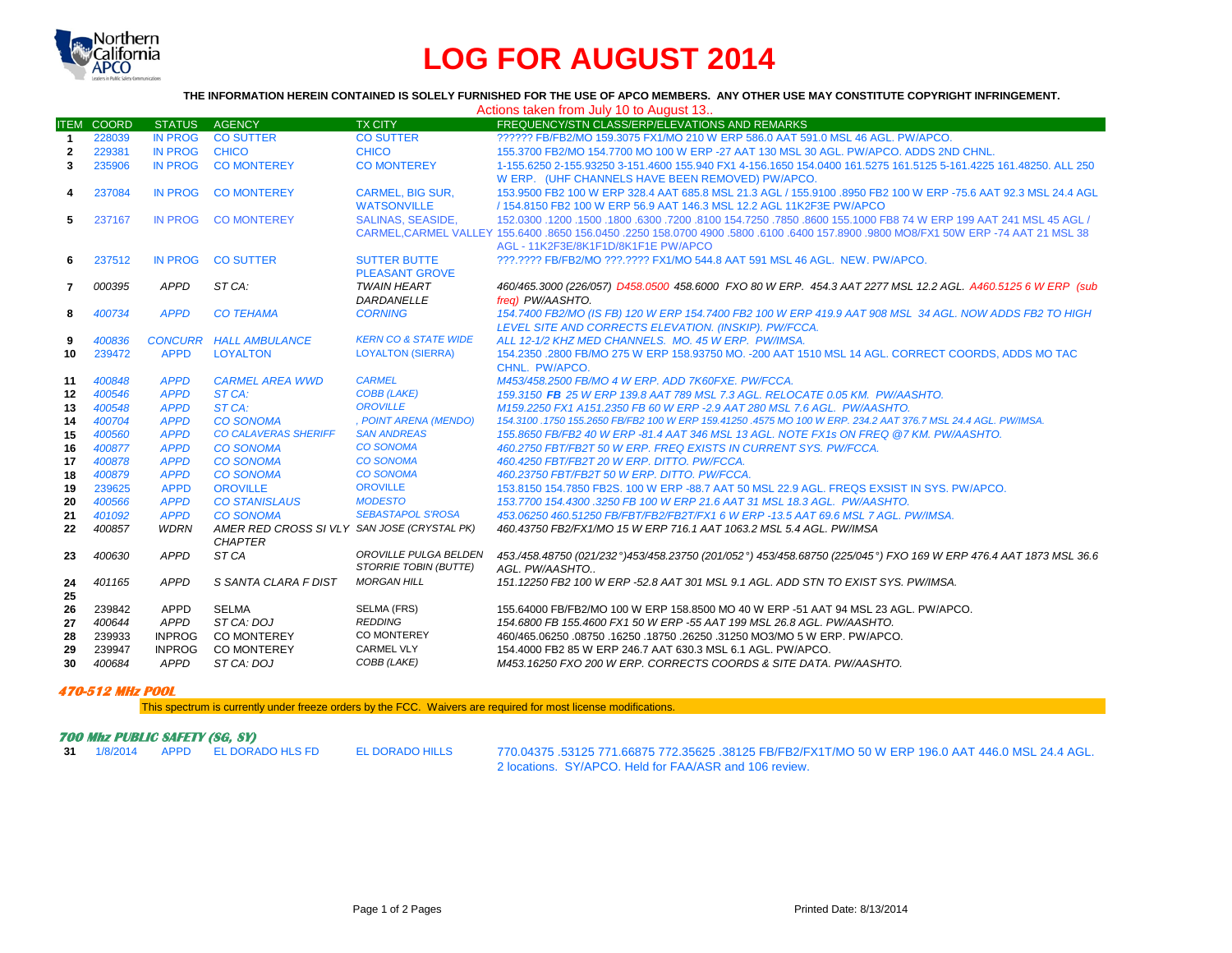# LOG FOR AUGUST 2014

**THE INFORMATION HEREIN CONTAINED IS SOLELY FURNISHED FOR THE USE OF APCO MEMBERS. ANY OTHER USE MAY CONSTITUTE COPYRIGHT INFRINGEMENT.**

Actions taken from July 10 to August 13..

| ITEM | COORD | STATUS | AGENCY | TX CITY | FREQUENCY/STN CLASS/ERP/ELEVATIONS AND REMARKS |
|---|---|---|---|---|---|
| 1 | 228039 | IN PROG | CO SUTTER | CO SUTTER | ?????? FB/FB2/MO 159.3075 FX1/MO 210 W ERP 586.0 AAT 591.0 MSL 46 AGL. PW/APCO. |
| 2 | 229381 | IN PROG | CHICO | CHICO | 155.3700 FB2/MO 154.7700 MO 100 W ERP -27 AAT 130 MSL 30 AGL. PW/APCO. ADDS 2ND CHNL. |
| 3 | 235906 | IN PROG | CO MONTEREY | CO MONTEREY | 1-155.6250 2-155.93250 3-151.4600 155.940 FX1 4-156.1650 154.0400 161.5275 161.5125 5-161.4225 161.48250. ALL 250 W ERP. (UHF CHANNELS HAVE BEEN REMOVED) PW/APCO. |
| 4 | 237084 | IN PROG | CO MONTEREY | CARMEL, BIG SUR, WATSONVILLE | 153.9500 FB2 100 W ERP 328.4 AAT 685.8 MSL 21.3 AGL / 155.9100 .8950 FB2 100 W ERP -75.6 AAT 92.3 MSL 24.4 AGL / 154.8150 FB2 100 W ERP 56.9 AAT 146.3 MSL 12.2 AGL 11K2F3E PW/APCO |
| 5 | 237167 | IN PROG | CO MONTEREY | SALINAS, SEASIDE, CARMEL,CARMEL VALLEY | 152.0300 .1200 .1500 .1800 .6300 .7200 .8100 154.7250 .7850 .8600 155.1000 FB8 74 W ERP 199 AAT 241 MSL 45 AGL / 155.6400 .8650 156.0450 .2250 158.0700 4900 .5800 .6100 .6400 157.8900 .9800 MO8/FX1 50W ERP -74 AAT 21 MSL 38 AGL - 11K2F3E/8K1F1D/8K1F1E PW/APCO |
| 6 | 237512 | IN PROG | CO SUTTER | SUTTER BUTTE PLEASANT GROVE | ???.???? FB/FB2/MO ???.???? FX1/MO 544.8 AAT 591 MSL 46 AGL. NEW. PW/APCO. |
| 7 | *000395* | *APPD* | *ST CA:* | *TWAIN HEART DARDANELLE* | *460/465.3000 (226/057) D458.0500 458.6000 FXO 80 W ERP. 454.3 AAT 2277 MSL 12.2 AGL. A460.5125 6 W ERP (sub freq) PW/AASHTO.* |
| 8 | *400734* | *APPD* | *CO TEHAMA* | *CORNING* | *154.7400 FB2/MO (IS FB) 120 W ERP 154.7400 FB2 100 W ERP 419.9 AAT 908 MSL 34 AGL. NOW ADDS FB2 TO HIGH LEVEL SITE AND CORRECTS ELEVATION. (INSKIP). PW/FCCA.* |
| 9 | *400836* | *CONCURR* | *HALL AMBULANCE* | *KERN CO & STATE WIDE* | *ALL 12-1/2 KHZ MED CHANNELS. MO. 45 W ERP. PW/IMSA.* |
| 10 | 239472 | APPD | LOYALTON | LOYALTON (SIERRA) | 154.2350 .2800 FB/MO 275 W ERP 158.93750 MO. -200 AAT 1510 MSL 14 AGL. CORRECT COORDS, ADDS MO TAC CHNL. PW/APCO. |
| 11 | *400848* | *APPD* | *CARMEL AREA WWD* | *CARMEL* | *M453/458.2500 FB/MO 4 W ERP. ADD 7K60FXE. PW/FCCA.* |
| 12 | *400546* | *APPD* | *ST CA:* | *COBB (LAKE)* | *159.3150 **FB** 25 W ERP 139.8 AAT 789 MSL 7.3 AGL. RELOCATE 0.05 KM. PW/AASHTO.* |
| 13 | *400548* | *APPD* | *ST CA:* | *OROVILLE* | *M159.2250 FX1 A151.2350 FB 60 W ERP -2.9 AAT 280 MSL 7.6 AGL. PW/AASHTO.* |
| 14 | *400704* | *APPD* | *CO SONOMA* | *, POINT ARENA (MENDO)* | *154.3100 .1750 155.2650 FB/FB2 100 W ERP 159.41250 .4575 MO 100 W ERP. 234.2 AAT 376.7 MSL 24.4 AGL. PW/IMSA.* |
| 15 | *400560* | *APPD* | *CO CALAVERAS SHERIFF* | *SAN ANDREAS* | *155.8650 FB/FB2 40 W ERP -81.4 AAT 346 MSL 13 AGL. NOTE FX1s ON FREQ @7 KM. PW/AASHTO.* |
| 16 | *400877* | *APPD* | *CO SONOMA* | *CO SONOMA* | *460.2750 FBT/FB2T 50 W ERP. FREQ EXISTS IN CURRENT SYS. PW/FCCA.* |
| 17 | *400878* | *APPD* | *CO SONOMA* | *CO SONOMA* | *460.4250 FBT/FB2T 20 W ERP. DITTO. PW/FCCA.* |
| 18 | *400879* | *APPD* | *CO SONOMA* | *CO SONOMA* | *460.23750 FBT/FB2T 50 W ERP. DITTO. PW/FCCA.* |
| 19 | 239625 | APPD | OROVILLE | OROVILLE | 153.8150 154.7850 FB2S. 100 W ERP -88.7 AAT 50 MSL 22.9 AGL. FREQS EXSIST IN SYS. PW/APCO. |
| 20 | *400566* | *APPD* | *CO STANISLAUS* | *MODESTO* | *153.7700 154.4300 .3250 FB 100 W ERP 21.6 AAT 31 MSL 18.3 AGL. PW/AASHTO.* |
| 21 | *401092* | *APPD* | *CO SONOMA* | *SEBASTAPOL S'ROSA* | *453.06250 460.51250 FB/FBT/FB2/FB2T/FX1 6 W ERP -13.5 AAT 69.6 MSL 7 AGL. PW/IMSA.* |
| 22 | *400857* | *WDRN* | *AMER RED CROSS SI VLY CHAPTER* | *SAN JOSE (CRYSTAL PK)* | *460.43750 FB2/FX1/MO 15 W ERP 716.1 AAT 1063.2 MSL 5.4 AGL. PW/IMSA* |
| 23 | *400630* | *APPD* | *ST CA* | *OROVILLE PULGA BELDEN STORRIE TOBIN (BUTTE)* | *453./458.48750 (021/232°)453/458.23750 (201/052°) 453/458.68750 (225/045°) FXO 169 W ERP 476.4 AAT 1873 MSL 36.6 AGL. PW/AASHTO..* |
| 24 | *401165* | *APPD* | *S SANTA CLARA F DIST* | *MORGAN HILL* | *151.12250 FB2 100 W ERP -52.8 AAT 301 MSL 9.1 AGL. ADD STN TO EXIST SYS. PW/IMSA.* |
| 25 | | | | | |
| 26 | 239842 | APPD | SELMA | SELMA (FRS) | 155.64000 FB/FB2/MO 100 W ERP 158.8500 MO 40 W ERP -51 AAT 94 MSL 23 AGL. PW/APCO. |
| 27 | *400644* | *APPD* | *ST CA: DOJ* | *REDDING* | *154.6800 FB 155.4600 FX1 50 W ERP -55 AAT 199 MSL 26.8 AGL. PW/AASHTO.* |
| 28 | 239933 | INPROG | CO MONTEREY | CO MONTEREY | 460/465.06250 .08750 .16250 .18750 .26250 .31250 MO3/MO 5 W ERP. PW/APCO. |
| 29 | 239947 | INPROG | CO MONTEREY | CARMEL VLY | 154.4000 FB2 85 W ERP 246.7 AAT 630.3 MSL 6.1 AGL. PW/APCO. |
| 30 | *400684* | *APPD* | *ST CA: DOJ* | *COBB (LAKE)* | *M453.16250 FXO 200 W ERP. CORRECTS COORDS & SITE DATA. PW/AASHTO.* |

### 470-512 MHz POOL

This spectrum is currently under freeze orders by the FCC. Waivers are required for most license modifications.

### 700 Mhz PUBLIC SAFETY (SG, SY)

| ITEM | COORD | STATUS | AGENCY | TX CITY | FREQUENCY/STN CLASS/ERP/ELEVATIONS AND REMARKS |
|---|---|---|---|---|---|
| 31 | 1/8/2014 | APPD | EL DORADO HLS FD | EL DORADO HILLS | 770.04375 .53125 771.66875 772.35625 .38125 FB/FB2/FX1T/MO 50 W ERP 196.0 AAT 446.0 MSL 24.4 AGL. 2 locations. SY/APCO. Held for FAA/ASR and 106 review. |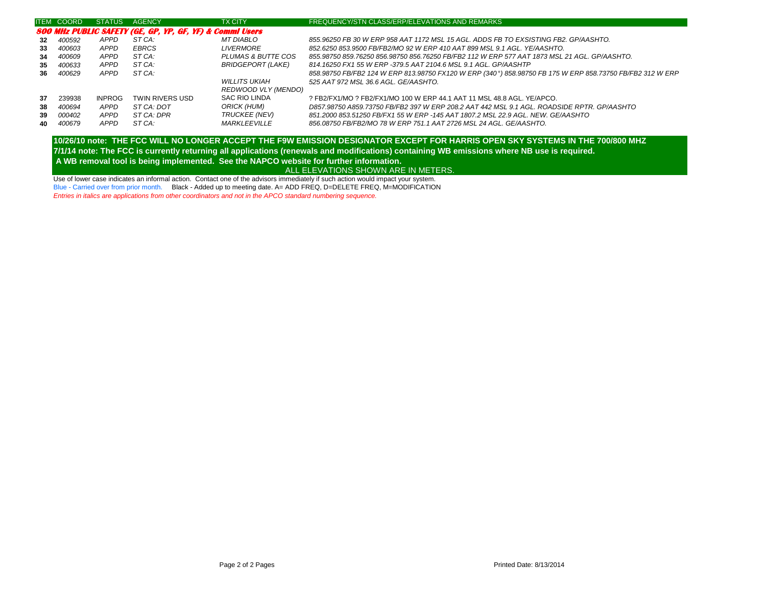| ITEM | COORD | STATUS | AGENCY | TX CITY | FREQUENCY/STN CLASS/ERP/ELEVATIONS AND REMARKS |
|---|---|---|---|---|---|
| ***800 MHz PUBLIC SAFETY (GE, GP, YP, GF, YF) & Comml Users*** | | | | | |
| **32** | *400592* | *APPD* | *ST CA:* | *MT DIABLO* | *855.96250 FB 30 W ERP 958 AAT 1172 MSL 15 AGL. ADDS FB TO EXSISTING FB2. GP/AASHTO.* |
| **33** | *400603* | *APPD* | *EBRCS* | *LIVERMORE* | *852.6250 853.9500 FB/FB2/MO 92 W ERP 410 AAT 899 MSL 9.1 AGL. YE/AASHTO.* |
| **34** | *400609* | *APPD* | *ST CA:* | *PLUMAS & BUTTE COS* | *855.98750 859.76250 856.98750 856.76250 FB/FB2 112 W ERP 577 AAT 1873 MSL 21 AGL. GP/AASHTO.* |
| **35** | *400633* | *APPD* | *ST CA:* | *BRIDGEPORT (LAKE)* | *814.16250 FX1 55 W ERP -379.5 AAT 2104.6 MSL 9.1 AGL. GP/AASHTP* |
| **36** | *400629* | *APPD* | *ST CA:* | *WILLITS UKIAH REDWOOD VLY (MENDO)* | *858.98750 FB/FB2 124 W ERP 813.98750 FX120 W ERP (340°) 858.98750 FB 175 W ERP 858.73750 FB/FB2 312 W ERP 525 AAT 972 MSL 36.6 AGL. GE/AASHTO.* |
| **37** | 239938 | INPROG | TWIN RIVERS USD | SAC RIO LINDA | ? FB2/FX1/MO ? FB2/FX1/MO 100 W ERP 44.1 AAT 11 MSL 48.8 AGL. YE/APCO. |
| **38** | *400694* | *APPD* | *ST CA: DOT* | *ORICK (HUM)* | *D857.98750 A859.73750 FB/FB2 397 W ERP 208.2 AAT 442 MSL 9.1 AGL. ROADSIDE RPTR. GP/AASHTO* |
| **39** | *000402* | *APPD* | *ST CA: DPR* | *TRUCKEE (NEV)* | *851.2000 853.51250 FB/FX1 55 W ERP -145 AAT 1807.2 MSL 22.9 AGL. NEW. GE/AASHTO* |
| **40** | *400679* | *APPD* | *ST CA:* | *MARKLEEVILLE* | *856.08750 FB/FB2/MO 78 W ERP 751.1 AAT 2726 MSL 24 AGL. GE/AASHTO.* |

**10/26/10 note: THE FCC WILL NO LONGER ACCEPT THE F9W EMISSION DESIGNATOR EXCEPT FOR HARRIS OPEN SKY SYSTEMS IN THE 700/800 MHZ**

**7/1/14 note: The FCC is currently returning all applications (renewals and modifications) containing WB emissions where NB use is required.**

**A WB removal tool is being implemented. See the NAPCO website for further information.**

ALL ELEVATIONS SHOWN ARE IN METERS.

Use of lower case indicates an informal action. Contact one of the advisors immediately if such action would impact your system.

Blue - Carried over from prior month. Black - Added up to meeting date. A= ADD FREQ, D=DELETE FREQ, M=MODIFICATION

*Entries in italics are applications from other coordinators and not in the APCO standard numbering sequence.*

Printed Date: 8/13/2014